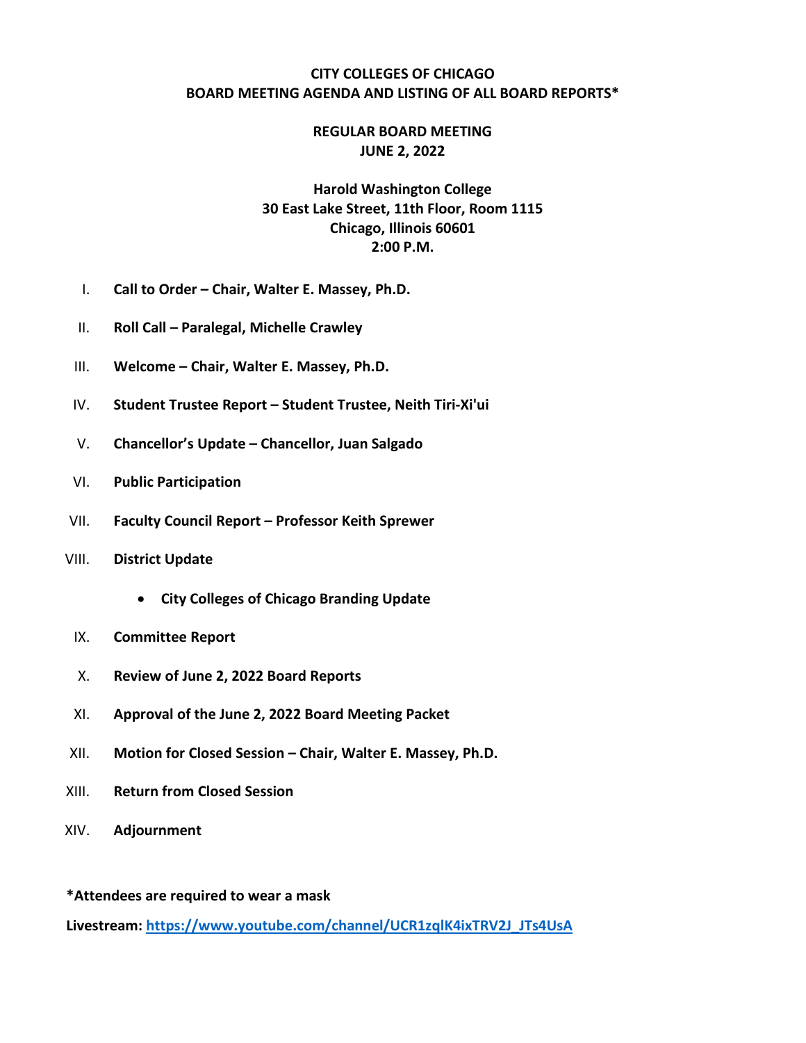# CITY COLLEGES OF CHICAGO
## BOARD MEETING AGENDA AND LISTING OF ALL BOARD REPORTS*

### REGULAR BOARD MEETING
### JUNE 2, 2022

**Harold Washington College**
**30 East Lake Street, 11th Floor, Room 1115**
**Chicago, Illinois 60601**
**2:00 P.M.**

I. **Call to Order – Chair, Walter E. Massey, Ph.D.**

II. **Roll Call – Paralegal, Michelle Crawley**

III. **Welcome – Chair, Walter E. Massey, Ph.D.**

IV. **Student Trustee Report – Student Trustee, Neith Tiri-Xi'ui**

V. **Chancellor's Update – Chancellor, Juan Salgado**

VI. **Public Participation**

VII. **Faculty Council Report – Professor Keith Sprewer**

VIII. **District Update**

- **City Colleges of Chicago Branding Update**

IX. **Committee Report**

X. **Review of June 2, 2022 Board Reports**

XI. **Approval of the June 2, 2022 Board Meeting Packet**

XII. **Motion for Closed Session – Chair, Walter E. Massey, Ph.D.**

XIII. **Return from Closed Session**

XIV. **Adjournment**

**\*Attendees are required to wear a mask**

**Livestream: https://www.youtube.com/channel/UCR1zqlK4ixTRV2J_JTs4UsA**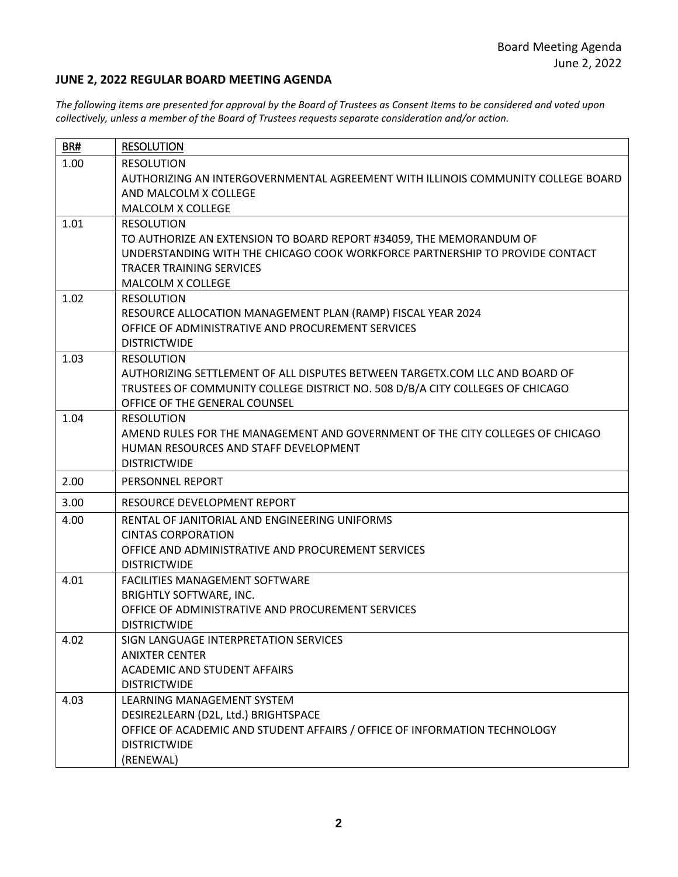## JUNE 2, 2022 REGULAR BOARD MEETING AGENDA

*The following items are presented for approval by the Board of Trustees as Consent Items to be considered and voted upon collectively, unless a member of the Board of Trustees requests separate consideration and/or action.*

| BR# | RESOLUTION |
|---|---|
| 1.00 | RESOLUTION<br>AUTHORIZING AN INTERGOVERNMENTAL AGREEMENT WITH ILLINOIS COMMUNITY COLLEGE BOARD AND MALCOLM X COLLEGE<br>MALCOLM X COLLEGE |
| 1.01 | RESOLUTION<br>TO AUTHORIZE AN EXTENSION TO BOARD REPORT #34059, THE MEMORANDUM OF UNDERSTANDING WITH THE CHICAGO COOK WORKFORCE PARTNERSHIP TO PROVIDE CONTACT TRACER TRAINING SERVICES<br>MALCOLM X COLLEGE |
| 1.02 | RESOLUTION<br>RESOURCE ALLOCATION MANAGEMENT PLAN (RAMP) FISCAL YEAR 2024<br>OFFICE OF ADMINISTRATIVE AND PROCUREMENT SERVICES<br>DISTRICTWIDE |
| 1.03 | RESOLUTION<br>AUTHORIZING SETTLEMENT OF ALL DISPUTES BETWEEN TARGETX.COM LLC AND BOARD OF TRUSTEES OF COMMUNITY COLLEGE DISTRICT NO. 508 D/B/A CITY COLLEGES OF CHICAGO<br>OFFICE OF THE GENERAL COUNSEL |
| 1.04 | RESOLUTION<br>AMEND RULES FOR THE MANAGEMENT AND GOVERNMENT OF THE CITY COLLEGES OF CHICAGO<br>HUMAN RESOURCES AND STAFF DEVELOPMENT<br>DISTRICTWIDE |
| 2.00 | PERSONNEL REPORT |
| 3.00 | RESOURCE DEVELOPMENT REPORT |
| 4.00 | RENTAL OF JANITORIAL AND ENGINEERING UNIFORMS<br>CINTAS CORPORATION<br>OFFICE AND ADMINISTRATIVE AND PROCUREMENT SERVICES<br>DISTRICTWIDE |
| 4.01 | FACILITIES MANAGEMENT SOFTWARE<br>BRIGHTLY SOFTWARE, INC.<br>OFFICE OF ADMINISTRATIVE AND PROCUREMENT SERVICES<br>DISTRICTWIDE |
| 4.02 | SIGN LANGUAGE INTERPRETATION SERVICES<br>ANIXTER CENTER<br>ACADEMIC AND STUDENT AFFAIRS<br>DISTRICTWIDE |
| 4.03 | LEARNING MANAGEMENT SYSTEM<br>DESIRE2LEARN (D2L, Ltd.) BRIGHTSPACE<br>OFFICE OF ACADEMIC AND STUDENT AFFAIRS / OFFICE OF INFORMATION TECHNOLOGY<br>DISTRICTWIDE<br>(RENEWAL) |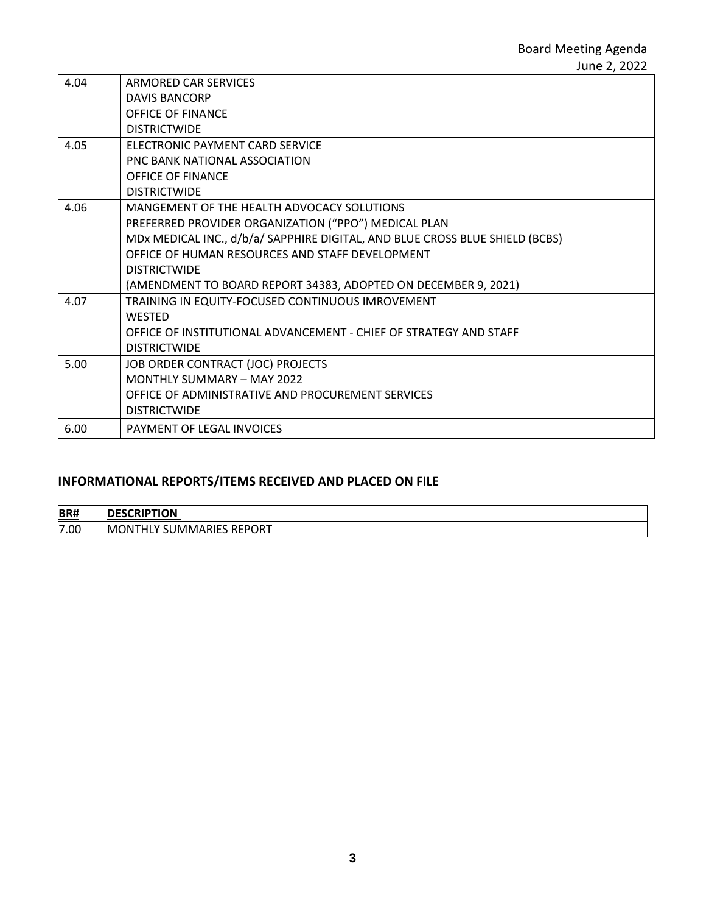| | |
|---|---|
| 4.04 | ARMORED CAR SERVICES<br>DAVIS BANCORP<br>OFFICE OF FINANCE<br>DISTRICTWIDE |
| 4.05 | ELECTRONIC PAYMENT CARD SERVICE<br>PNC BANK NATIONAL ASSOCIATION<br>OFFICE OF FINANCE<br>DISTRICTWIDE |
| 4.06 | MANGEMENT OF THE HEALTH ADVOCACY SOLUTIONS<br>PREFERRED PROVIDER ORGANIZATION ("PPO") MEDICAL PLAN<br>MDx MEDICAL INC., d/b/a/ SAPPHIRE DIGITAL, AND BLUE CROSS BLUE SHIELD (BCBS)<br>OFFICE OF HUMAN RESOURCES AND STAFF DEVELOPMENT<br>DISTRICTWIDE<br>(AMENDMENT TO BOARD REPORT 34383, ADOPTED ON DECEMBER 9, 2021) |
| 4.07 | TRAINING IN EQUITY-FOCUSED CONTINUOUS IMROVEMENT<br>WESTED<br>OFFICE OF INSTITUTIONAL ADVANCEMENT - CHIEF OF STRATEGY AND STAFF<br>DISTRICTWIDE |
| 5.00 | JOB ORDER CONTRACT (JOC) PROJECTS<br>MONTHLY SUMMARY – MAY 2022<br>OFFICE OF ADMINISTRATIVE AND PROCUREMENT SERVICES<br>DISTRICTWIDE |
| 6.00 | PAYMENT OF LEGAL INVOICES |

## INFORMATIONAL REPORTS/ITEMS RECEIVED AND PLACED ON FILE

| BR# | DESCRIPTION |
|---|---|
| 7.00 | MONTHLY SUMMARIES REPORT |